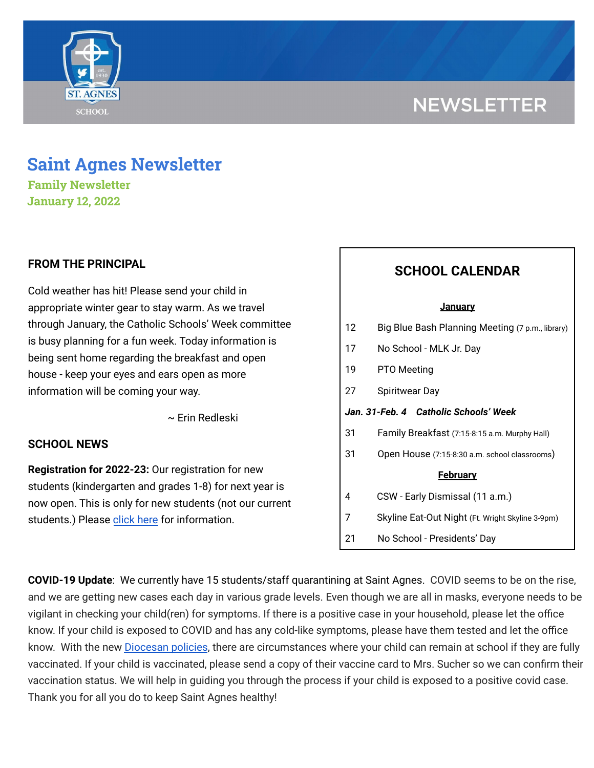NEWSLETTER

# Saint Agnes Newsletter

**Family Newsletter**
**January 12, 2022**

## FROM THE PRINCIPAL

Cold weather has hit! Please send your child in appropriate winter gear to stay warm. As we travel through January, the Catholic Schools' Week committee is busy planning for a fun week. Today information is being sent home regarding the breakfast and open house - keep your eyes and ears open as more information will be coming your way.

~ Erin Redleski

## SCHOOL NEWS

**Registration for 2022-23:** Our registration for new students (kindergarten and grades 1-8) for next year is now open. This is only for new students (not our current students.) Please click here for information.

## SCHOOL CALENDAR

**January**

| | |
|---|---|
| 12 | Big Blue Bash Planning Meeting (7 p.m., library) |
| 17 | No School - MLK Jr. Day |
| 19 | PTO Meeting |
| 27 | Spiritwear Day |
| ***Jan. 31-Feb. 4*** | ***Catholic Schools' Week*** |
| 31 | Family Breakfast (7:15-8:15 a.m. Murphy Hall) |
| 31 | Open House (7:15-8:30 a.m. school classrooms) |

**February**

| | |
|---|---|
| 4 | CSW - Early Dismissal (11 a.m.) |
| 7 | Skyline Eat-Out Night (Ft. Wright Skyline 3-9pm) |
| 21 | No School - Presidents' Day |

**COVID-19 Update**: We currently have 15 students/staff quarantining at Saint Agnes. COVID seems to be on the rise, and we are getting new cases each day in various grade levels. Even though we are all in masks, everyone needs to be vigilant in checking your child(ren) for symptoms. If there is a positive case in your household, please let the office know. If your child is exposed to COVID and has any cold-like symptoms, please have them tested and let the office know. With the new Diocesan policies, there are circumstances where your child can remain at school if they are fully vaccinated. If your child is vaccinated, please send a copy of their vaccine card to Mrs. Sucher so we can confirm their vaccination status. We will help in guiding you through the process if your child is exposed to a positive covid case. Thank you for all you do to keep Saint Agnes healthy!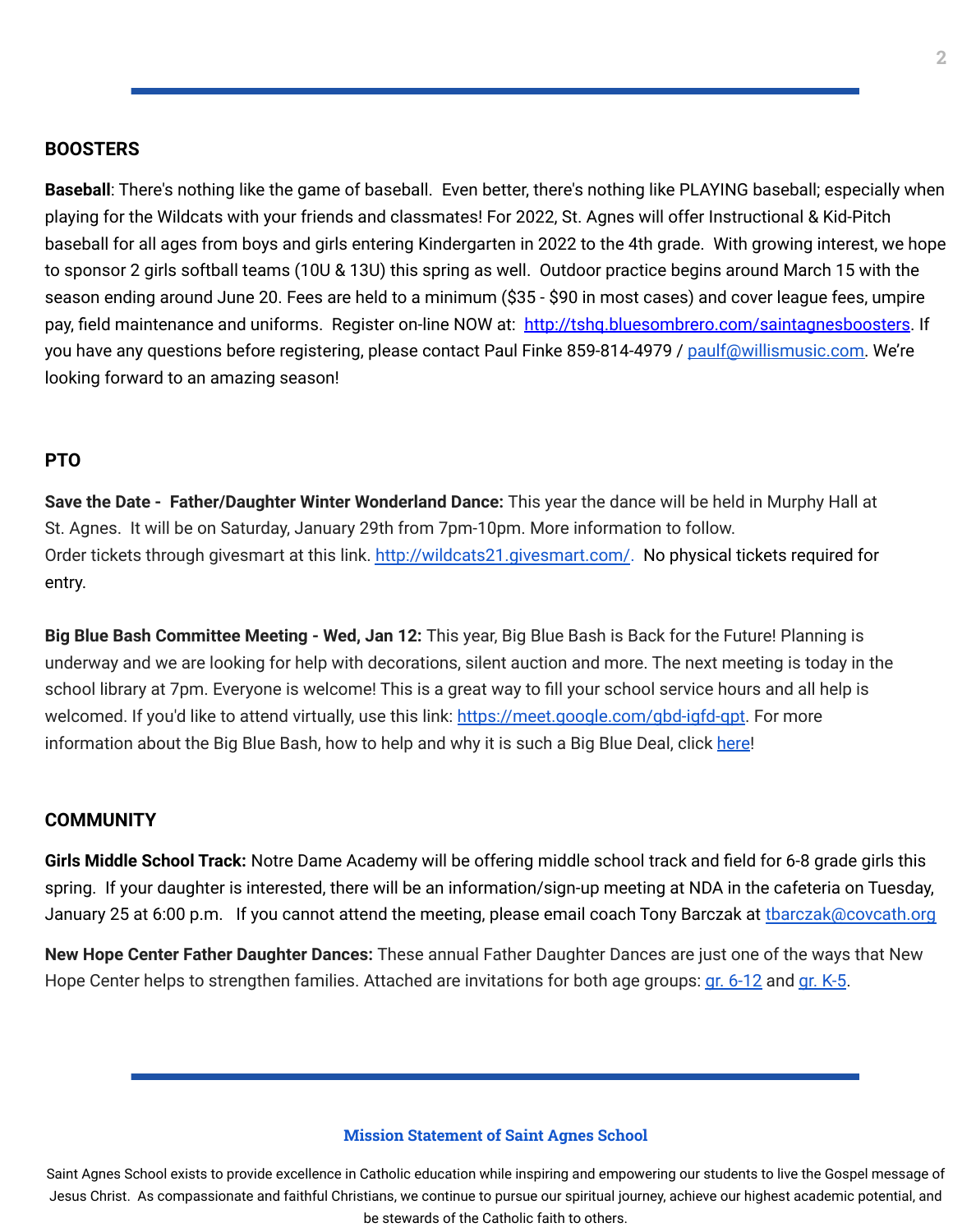## BOOSTERS

**Baseball**: There's nothing like the game of baseball. Even better, there's nothing like PLAYING baseball; especially when playing for the Wildcats with your friends and classmates! For 2022, St. Agnes will offer Instructional & Kid-Pitch baseball for all ages from boys and girls entering Kindergarten in 2022 to the 4th grade. With growing interest, we hope to sponsor 2 girls softball teams (10U & 13U) this spring as well. Outdoor practice begins around March 15 with the season ending around June 20. Fees are held to a minimum ($35 - $90 in most cases) and cover league fees, umpire pay, field maintenance and uniforms. Register on-line NOW at: http://tshq.bluesombrero.com/saintagnesboosters. If you have any questions before registering, please contact Paul Finke 859-814-4979 / paulf@willismusic.com. We're looking forward to an amazing season!

## PTO

**Save the Date - Father/Daughter Winter Wonderland Dance:** This year the dance will be held in Murphy Hall at St. Agnes. It will be on Saturday, January 29th from 7pm-10pm. More information to follow.
Order tickets through givesmart at this link. http://wildcats21.givesmart.com/. No physical tickets required for entry.

**Big Blue Bash Committee Meeting - Wed, Jan 12:** This year, Big Blue Bash is Back for the Future! Planning is underway and we are looking for help with decorations, silent auction and more. The next meeting is today in the school library at 7pm. Everyone is welcome! This is a great way to fill your school service hours and all help is welcomed. If you'd like to attend virtually, use this link: https://meet.google.com/gbd-igfd-qpt. For more information about the Big Blue Bash, how to help and why it is such a Big Blue Deal, click here!

## COMMUNITY

**Girls Middle School Track:** Notre Dame Academy will be offering middle school track and field for 6-8 grade girls this spring. If your daughter is interested, there will be an information/sign-up meeting at NDA in the cafeteria on Tuesday, January 25 at 6:00 p.m. If you cannot attend the meeting, please email coach Tony Barczak at tbarczak@covcath.org

**New Hope Center Father Daughter Dances:** These annual Father Daughter Dances are just one of the ways that New Hope Center helps to strengthen families. Attached are invitations for both age groups: gr. 6-12 and gr. K-5.

---

**Mission Statement of Saint Agnes School**

Saint Agnes School exists to provide excellence in Catholic education while inspiring and empowering our students to live the Gospel message of Jesus Christ. As compassionate and faithful Christians, we continue to pursue our spiritual journey, achieve our highest academic potential, and be stewards of the Catholic faith to others.